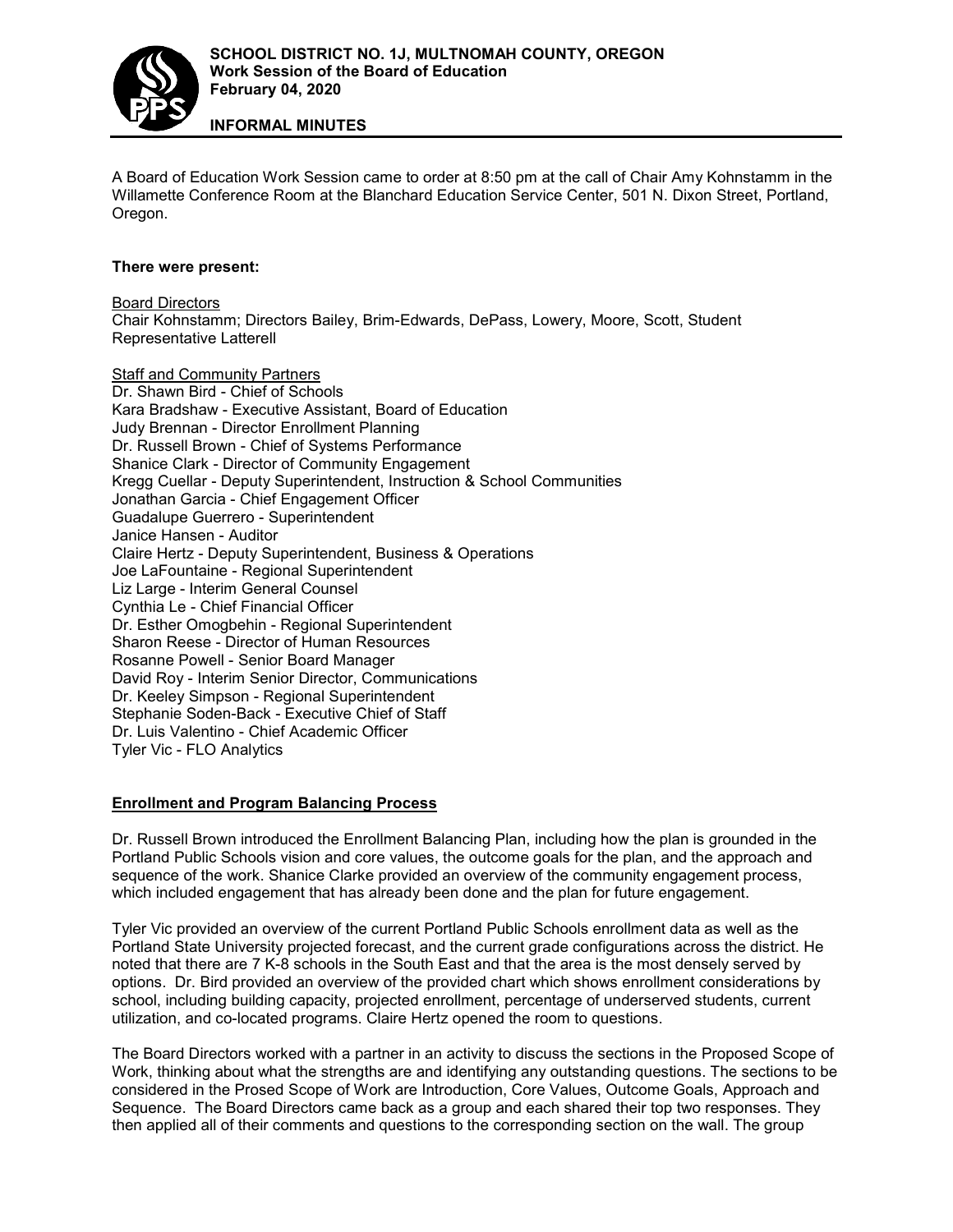**SCHOOL DISTRICT NO. 1J, MULTNOMAH COUNTY, OREGON**
**Work Session of the Board of Education**
**February 04, 2020**

**INFORMAL MINUTES**

A Board of Education Work Session came to order at 8:50 pm at the call of Chair Amy Kohnstamm in the Willamette Conference Room at the Blanchard Education Service Center, 501 N. Dixon Street, Portland, Oregon.

**There were present:**

Board Directors
Chair Kohnstamm; Directors Bailey, Brim-Edwards, DePass, Lowery, Moore, Scott, Student Representative Latterell

Staff and Community Partners
Dr. Shawn Bird - Chief of Schools
Kara Bradshaw - Executive Assistant, Board of Education
Judy Brennan - Director Enrollment Planning
Dr. Russell Brown - Chief of Systems Performance
Shanice Clark - Director of Community Engagement
Kregg Cuellar - Deputy Superintendent, Instruction & School Communities
Jonathan Garcia - Chief Engagement Officer
Guadalupe Guerrero - Superintendent
Janice Hansen - Auditor
Claire Hertz - Deputy Superintendent, Business & Operations
Joe LaFountaine - Regional Superintendent
Liz Large - Interim General Counsel
Cynthia Le - Chief Financial Officer
Dr. Esther Omogbehin - Regional Superintendent
Sharon Reese - Director of Human Resources
Rosanne Powell - Senior Board Manager
David Roy - Interim Senior Director, Communications
Dr. Keeley Simpson - Regional Superintendent
Stephanie Soden-Back - Executive Chief of Staff
Dr. Luis Valentino - Chief Academic Officer
Tyler Vic - FLO Analytics

**Enrollment and Program Balancing Process**

Dr. Russell Brown introduced the Enrollment Balancing Plan, including how the plan is grounded in the Portland Public Schools vision and core values, the outcome goals for the plan, and the approach and sequence of the work. Shanice Clarke provided an overview of the community engagement process, which included engagement that has already been done and the plan for future engagement.

Tyler Vic provided an overview of the current Portland Public Schools enrollment data as well as the Portland State University projected forecast, and the current grade configurations across the district. He noted that there are 7 K-8 schools in the South East and that the area is the most densely served by options. Dr. Bird provided an overview of the provided chart which shows enrollment considerations by school, including building capacity, projected enrollment, percentage of underserved students, current utilization, and co-located programs. Claire Hertz opened the room to questions.

The Board Directors worked with a partner in an activity to discuss the sections in the Proposed Scope of Work, thinking about what the strengths are and identifying any outstanding questions. The sections to be considered in the Prosed Scope of Work are Introduction, Core Values, Outcome Goals, Approach and Sequence. The Board Directors came back as a group and each shared their top two responses. They then applied all of their comments and questions to the corresponding section on the wall. The group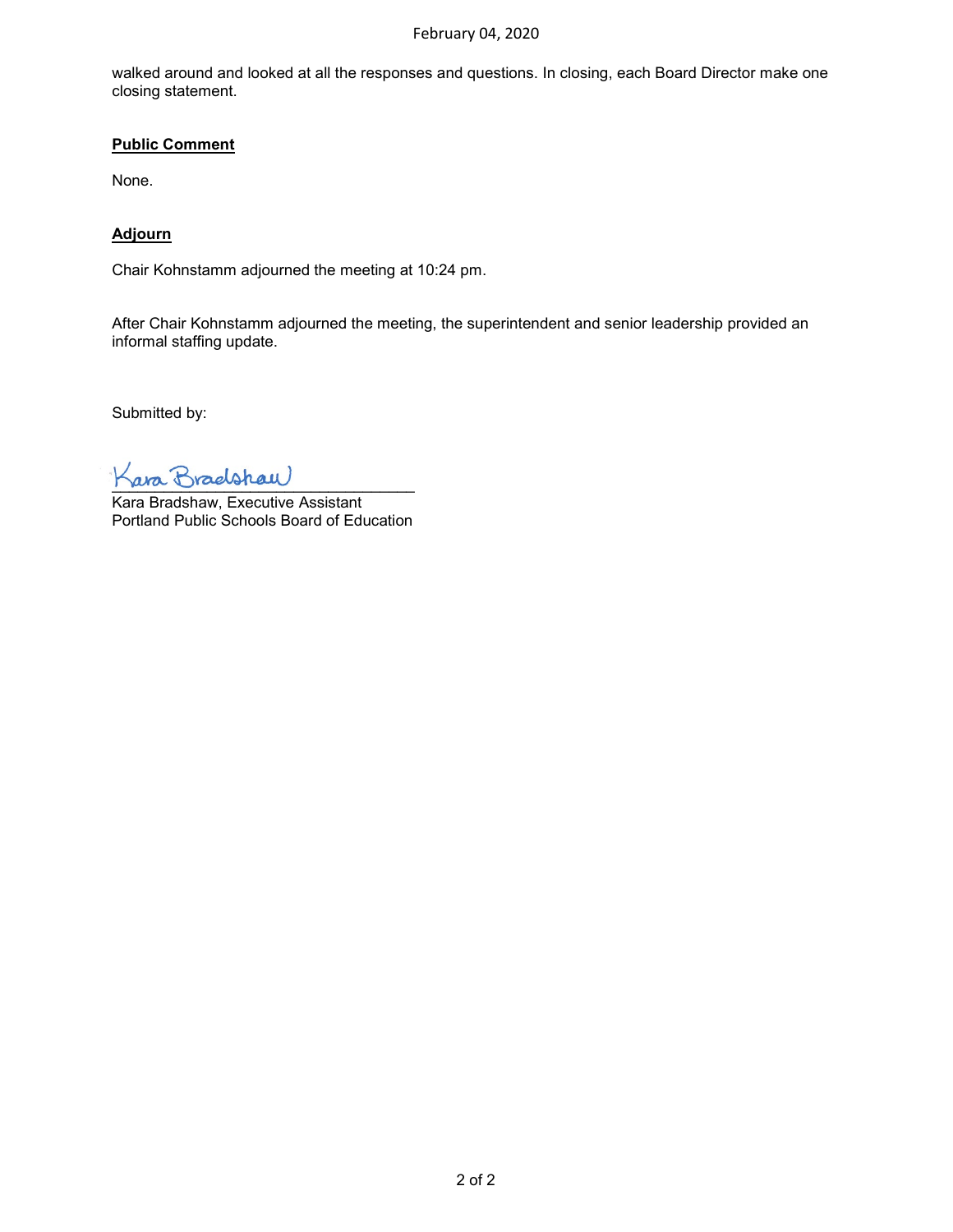walked around and looked at all the responses and questions. In closing, each Board Director make one closing statement.

**Public Comment**

None.

**Adjourn**

Chair Kohnstamm adjourned the meeting at 10:24 pm.

After Chair Kohnstamm adjourned the meeting, the superintendent and senior leadership provided an informal staffing update.

Submitted by:

Kara Bradshaw

Kara Bradshaw, Executive Assistant
Portland Public Schools Board of Education